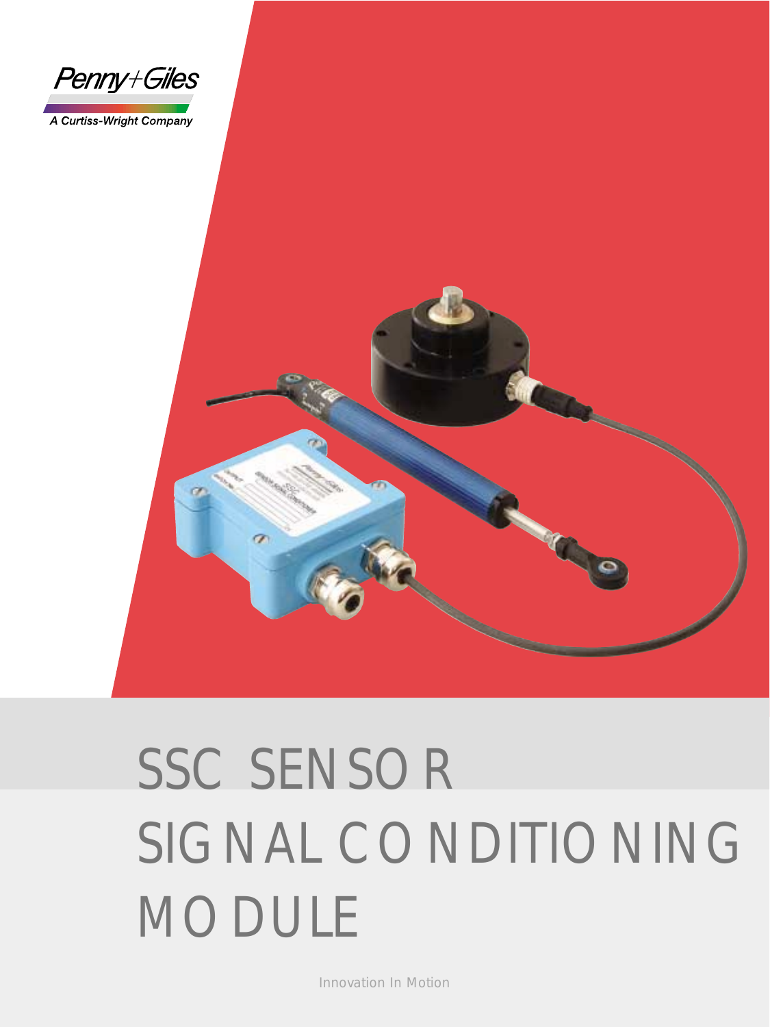Penny+Giles

A Curtiss-Wright Company

# SSC SENSOR SIGNAL CONDITIONING MODULE

Innovation In Motion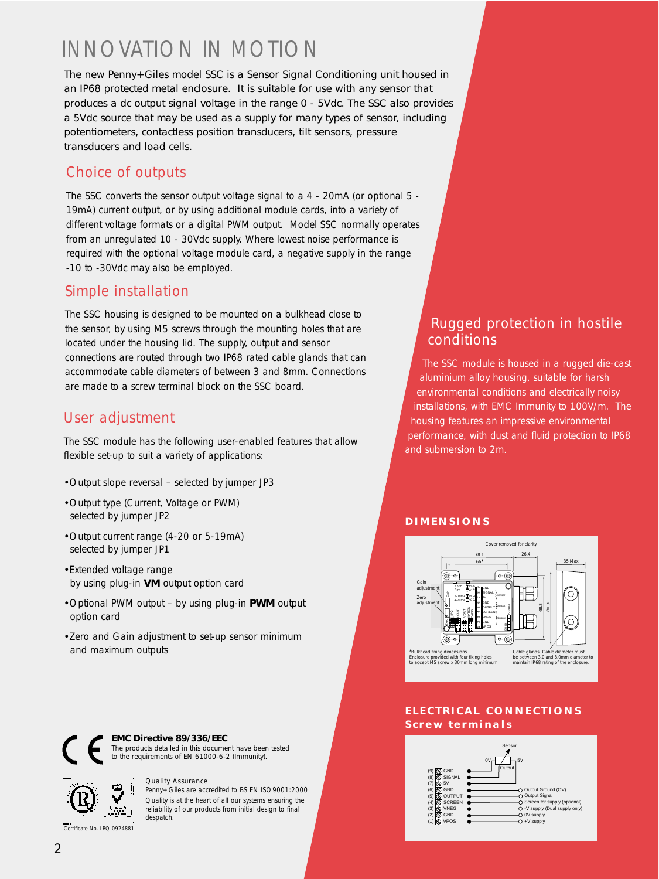# INNOVATION IN MOTION

The new Penny+Giles model SSC is a Sensor Signal Conditioning unit housed in an IP68 protected metal enclosure. It is suitable for use with any sensor that produces a dc output signal voltage in the range 0 - 5Vdc. The SSC also provides a 5Vdc source that may be used as a supply for many types of sensor, including potentiometers, contactless position transducers, tilt sensors, pressure transducers and load cells.

## Choice of outputs

The SSC converts the sensor output voltage signal to a 4 - 20mA (or optional 5 - 19mA) current output, or by using additional module cards, into a variety of different voltage formats or a digital PWM output. Model SSC normally operates from an unregulated 10 - 30Vdc supply. Where lowest noise performance is required with the optional voltage module card, a negative supply in the range -10 to -30Vdc may also be employed.

## Simple installation

The SSC housing is designed to be mounted on a bulkhead close to the sensor, by using M5 screws through the mounting holes that are located under the housing lid. The supply, output and sensor connections are routed through two IP68 rated cable glands that can accommodate cable diameters of between 3 and 8mm. Connections are made to a screw terminal block on the SSC board.

## User adjustment

The SSC module has the following user-enabled features that allow flexible set-up to suit a variety of applications:

- Output slope reversal – selected by jumper JP3
- Output type (Current, Voltage or PWM) selected by jumper JP2
- Output current range (4-20 or 5-19mA) selected by jumper JP1
- Extended voltage range by using plug-in **VM** output option card
- Optional PWM output – by using plug-in **PWM** output option card
- Zero and Gain adjustment to set-up sensor minimum and maximum outputs

## Rugged protection in hostile conditions

The SSC module is housed in a rugged die-cast aluminium alloy housing, suitable for harsh environmental conditions and electrically noisy installations, with EMC Immunity to 100V/m. The housing features an impressive environmental performance, with dust and fluid protection to IP68 and submersion to 2m.

### DIMENSIONS

Cover removed for clarity

78.1 · 66* · 26.4 · 35 Max · 68.3 · 80.3

Gain adjustment · Zero adjustment

*Bulkhead fixing dimensions
Enclosure provided with four fixing holes to accept M5 screw x 30mm long minimum.

Cable glands Cable diameter must be between 3.0 and 8.0mm diameter to maintain IP68 rating of the enclosure.

### ELECTRICAL CONNECTIONS
### Screw terminals

Sensor (0V, Output, 5V)

| Terminal | Name | Connection |
|---|---|---|
| (9) | GND | Sensor 0V |
| (8) | SIGNAL | Sensor Output |
| (7) | 5V | Sensor 5V |
| (6) | GND | Output Ground (OV) |
| (5) | OUTPUT | Output Signal |
| (4) | SCREEN | Screen for supply (optional) |
| (3) | VNEG | -V supply (Dual supply only) |
| (2) | GND | 0V supply |
| (1) | VPOS | +V supply |

**EMC Directive 89/336/EEC**
The products detailed in this document have been tested to the requirements of EN 61000-6-2 (Immunity).

*Quality Assurance*
Penny+Giles are accredited to BS EN ISO 9001:2000
Quality is at the heart of all our systems ensuring the reliability of our products from initial design to final despatch.

Certificate No. LRQ 0924881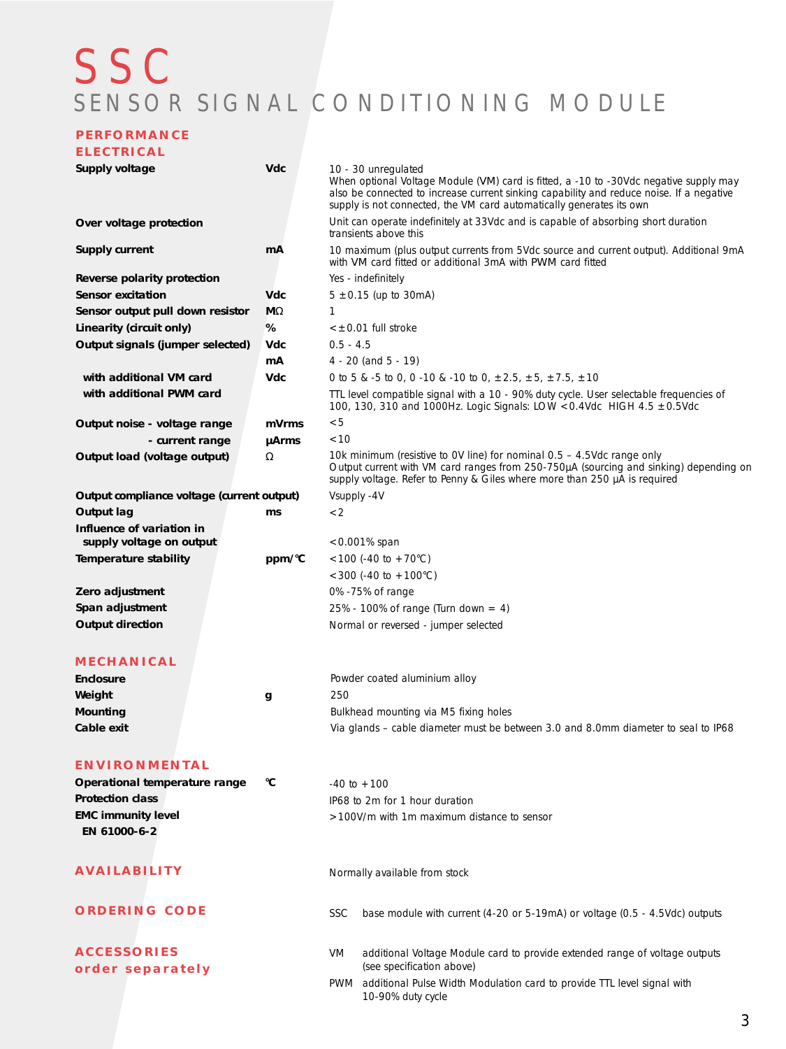# SSC

## SENSOR SIGNAL CONDITIONING MODULE

## PERFORMANCE

### ELECTRICAL

| Parameter | Unit | Value |
|---|---|---|
| **Supply voltage** | **Vdc** | 10 - 30 unregulated<br>When optional Voltage Module (VM) card is fitted, a -10 to -30Vdc negative supply may also be connected to increase current sinking capability and reduce noise. If a negative supply is not connected, the VM card automatically generates its own |
| **Over voltage protection** | | Unit can operate indefinitely at 33Vdc and is capable of absorbing short duration transients above this |
| **Supply current** | **mA** | 10 maximum (plus output currents from 5Vdc source and current output). Additional 9mA with VM card fitted or additional 3mA with PWM card fitted |
| **Reverse polarity protection** | | Yes - indefinitely |
| **Sensor excitation** | **Vdc** | 5 ±0.15 (up to 30mA) |
| **Sensor output pull down resistor** | **MΩ** | 1 |
| **Linearity (circuit only)** | **%** | <±0.01 full stroke |
| **Output signals (jumper selected)** | **Vdc** | 0.5 - 4.5 |
| | **mA** | 4 - 20 (and 5 - 19) |
| **with additional VM card** | **Vdc** | 0 to 5 & -5 to 0, 0 -10 & -10 to 0, ±2.5, ±5, ±7.5, ±10 |
| **with additional PWM card** | | TTL level compatible signal with a 10 - 90% duty cycle. User selectable frequencies of 100, 130, 310 and 1000Hz. Logic Signals: LOW <0.4Vdc HIGH 4.5 ±0.5Vdc |
| **Output noise - voltage range** | **mVrms** | <5 |
| **- current range** | **µArms** | <10 |
| **Output load (voltage output)** | **Ω** | 10k minimum (resistive to 0V line) for nominal 0.5 – 4.5Vdc range only<br>Output current with VM card ranges from 250-750µA (sourcing and sinking) depending on supply voltage. Refer to Penny & Giles where more than 250 µA is required |
| **Output compliance voltage (current output)** | | Vsupply -4V |
| **Output lag** | **ms** | <2 |
| **Influence of variation in supply voltage on output** | | <0.001% span |
| **Temperature stability** | **ppm/°C** | <100 (-40 to +70°C) |
| | | <300 (-40 to +100°C) |
| **Zero adjustment** | | 0% -75% of range |
| **Span adjustment** | | 25% - 100% of range (Turn down = 4) |
| **Output direction** | | Normal or reversed - jumper selected |

### MECHANICAL

| Parameter | Unit | Value |
|---|---|---|
| **Enclosure** | | Powder coated aluminium alloy |
| **Weight** | **g** | 250 |
| **Mounting** | | Bulkhead mounting via M5 fixing holes |
| **Cable exit** | | Via glands – cable diameter must be between 3.0 and 8.0mm diameter to seal to IP68 |

### ENVIRONMENTAL

| Parameter | Unit | Value |
|---|---|---|
| **Operational temperature range** | **°C** | -40 to +100 |
| **Protection class** | | IP68 to 2m for 1 hour duration |
| **EMC immunity level EN 61000-6-2** | | >100V/m with 1m maximum distance to sensor |

## AVAILABILITY

Normally available from stock

## ORDERING CODE

| | |
|---|---|
| SSC | base module with current (4-20 or 5-19mA) or voltage (0.5 - 4.5Vdc) outputs |

## ACCESSORIES order separately

| | |
|---|---|
| VM | additional Voltage Module card to provide extended range of voltage outputs (see specification above) |
| PWM | additional Pulse Width Modulation card to provide TTL level signal with 10-90% duty cycle |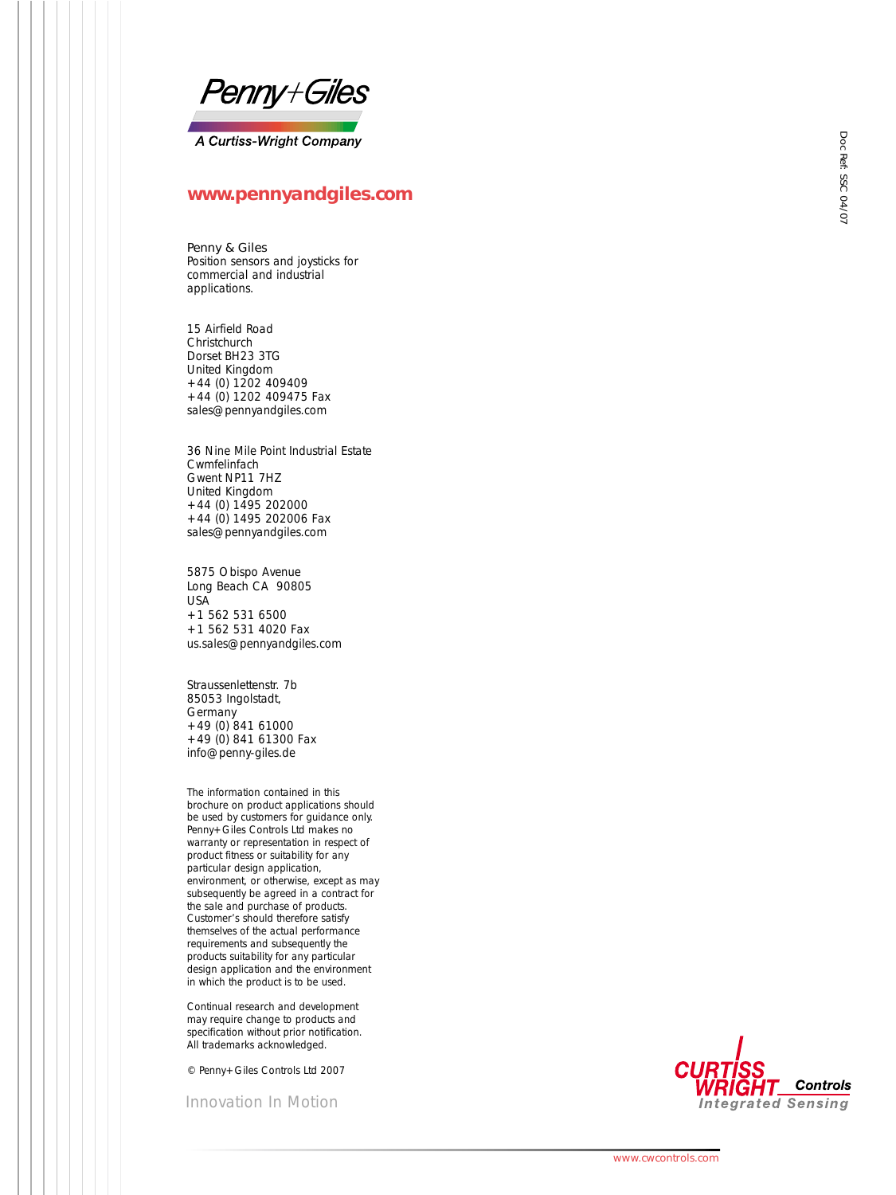Penny+Giles

A Curtiss-Wright Company

**www.pennyandgiles.com**

Doc Ref: SSC 04/07

Penny & Giles
Position sensors and joysticks for commercial and industrial applications.

15 Airfield Road
Christchurch
Dorset BH23 3TG
United Kingdom
+44 (0) 1202 409409
+44 (0) 1202 409475 Fax
sales@pennyandgiles.com

36 Nine Mile Point Industrial Estate
Cwmfelinfach
Gwent NP11 7HZ
United Kingdom
+44 (0) 1495 202000
+44 (0) 1495 202006 Fax
sales@pennyandgiles.com

5875 Obispo Avenue
Long Beach CA 90805
USA
+1 562 531 6500
+1 562 531 4020 Fax
us.sales@pennyandgiles.com

Straussenlettenstr. 7b
85053 Ingolstadt,
Germany
+49 (0) 841 61000
+49 (0) 841 61300 Fax
info@penny-giles.de

The information contained in this brochure on product applications should be used by customers for guidance only. Penny+Giles Controls Ltd makes no warranty or representation in respect of product fitness or suitability for any particular design application, environment, or otherwise, except as may subsequently be agreed in a contract for the sale and purchase of products. Customer's should therefore satisfy themselves of the actual performance requirements and subsequently the products suitability for any particular design application and the environment in which the product is to be used.

Continual research and development may require change to products and specification without prior notification. All trademarks acknowledged.

© Penny+Giles Controls Ltd 2007

Innovation In Motion

CURTISS WRIGHT Controls
Integrated Sensing

www.cwcontrols.com